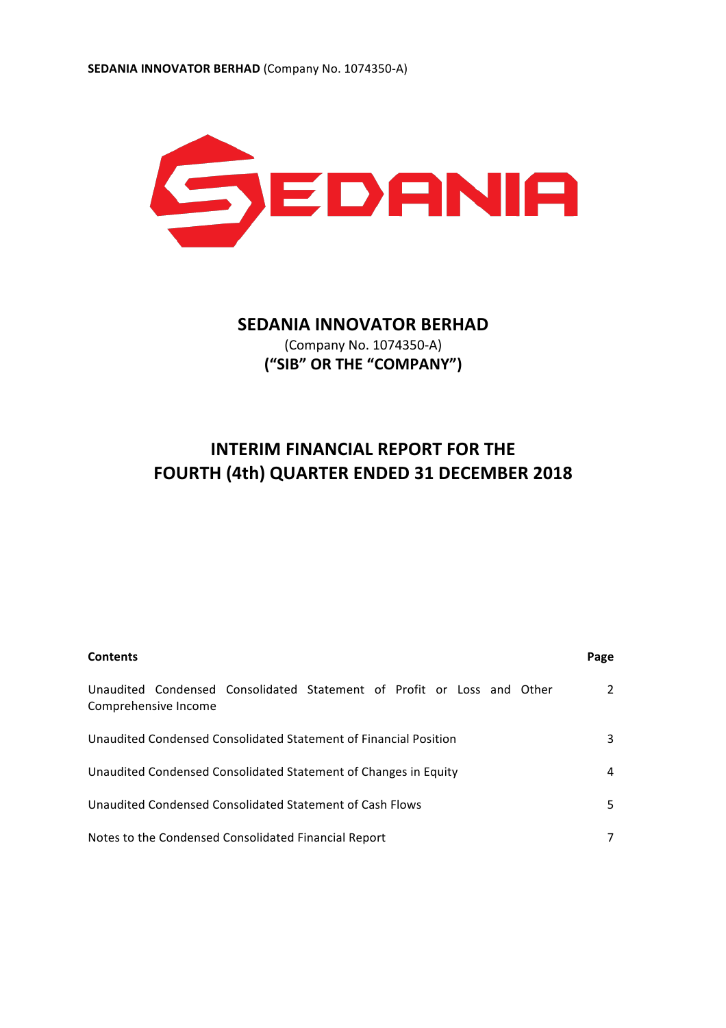**SEDANIA INNOVATOR BERHAD** (Company No. 1074350-A)

# SEDANIA INNOVATOR BERHAD

(Company No. 1074350-A)

**("SIB" OR THE "COMPANY")**

## INTERIM FINANCIAL REPORT FOR THE FOURTH (4th) QUARTER ENDED 31 DECEMBER 2018

| **Contents** | **Page** |
|---|---|
| Unaudited Condensed Consolidated Statement of Profit or Loss and Other Comprehensive Income | 2 |
| Unaudited Condensed Consolidated Statement of Financial Position | 3 |
| Unaudited Condensed Consolidated Statement of Changes in Equity | 4 |
| Unaudited Condensed Consolidated Statement of Cash Flows | 5 |
| Notes to the Condensed Consolidated Financial Report | 7 |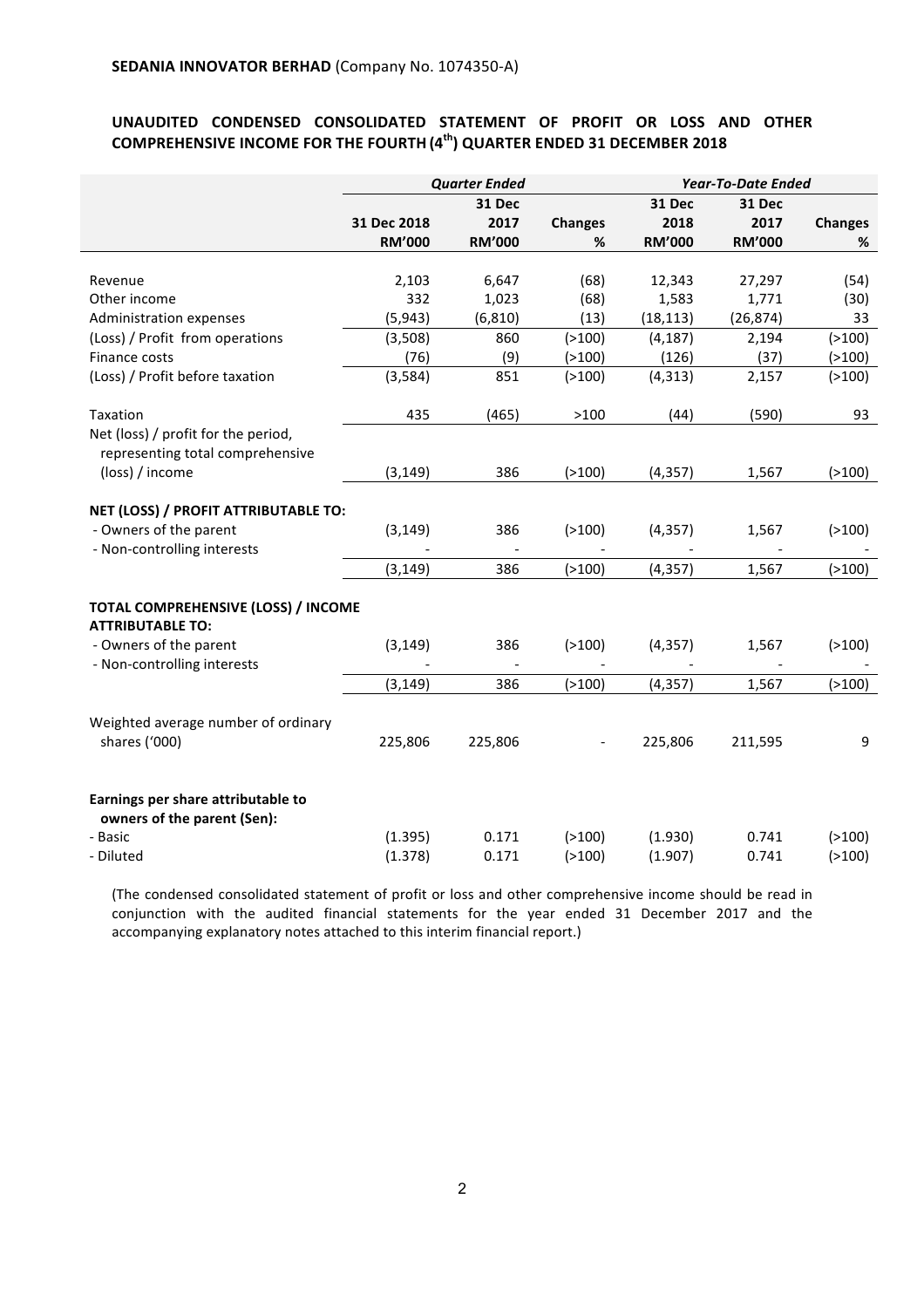**SEDANIA INNOVATOR BERHAD** (Company No. 1074350-A)

## UNAUDITED CONDENSED CONSOLIDATED STATEMENT OF PROFIT OR LOSS AND OTHER COMPREHENSIVE INCOME FOR THE FOURTH (4th) QUARTER ENDED 31 DECEMBER 2018

| | *Quarter Ended* | | | *Year-To-Date Ended* | | |
|---|---|---|---|---|---|---|
| | 31 Dec 2018 RM'000 | 31 Dec 2017 RM'000 | Changes % | 31 Dec 2018 RM'000 | 31 Dec 2017 RM'000 | Changes % |
| Revenue | 2,103 | 6,647 | (68) | 12,343 | 27,297 | (54) |
| Other income | 332 | 1,023 | (68) | 1,583 | 1,771 | (30) |
| Administration expenses | (5,943) | (6,810) | (13) | (18,113) | (26,874) | 33 |
| (Loss) / Profit from operations | (3,508) | 860 | (>100) | (4,187) | 2,194 | (>100) |
| Finance costs | (76) | (9) | (>100) | (126) | (37) | (>100) |
| (Loss) / Profit before taxation | (3,584) | 851 | (>100) | (4,313) | 2,157 | (>100) |
| Taxation | 435 | (465) | >100 | (44) | (590) | 93 |
| Net (loss) / profit for the period, representing total comprehensive (loss) / income | (3,149) | 386 | (>100) | (4,357) | 1,567 | (>100) |
| **NET (LOSS) / PROFIT ATTRIBUTABLE TO:** | | | | | | |
| - Owners of the parent | (3,149) | 386 | (>100) | (4,357) | 1,567 | (>100) |
| - Non-controlling interests | - | - | - | - | - | - |
| | (3,149) | 386 | (>100) | (4,357) | 1,567 | (>100) |
| **TOTAL COMPREHENSIVE (LOSS) / INCOME ATTRIBUTABLE TO:** | | | | | | |
| - Owners of the parent | (3,149) | 386 | (>100) | (4,357) | 1,567 | (>100) |
| - Non-controlling interests | - | - | - | - | - | - |
| | (3,149) | 386 | (>100) | (4,357) | 1,567 | (>100) |
| Weighted average number of ordinary shares ('000) | 225,806 | 225,806 | - | 225,806 | 211,595 | 9 |
| **Earnings per share attributable to owners of the parent (Sen):** | | | | | | |
| - Basic | (1.395) | 0.171 | (>100) | (1.930) | 0.741 | (>100) |
| - Diluted | (1.378) | 0.171 | (>100) | (1.907) | 0.741 | (>100) |

(The condensed consolidated statement of profit or loss and other comprehensive income should be read in conjunction with the audited financial statements for the year ended 31 December 2017 and the accompanying explanatory notes attached to this interim financial report.)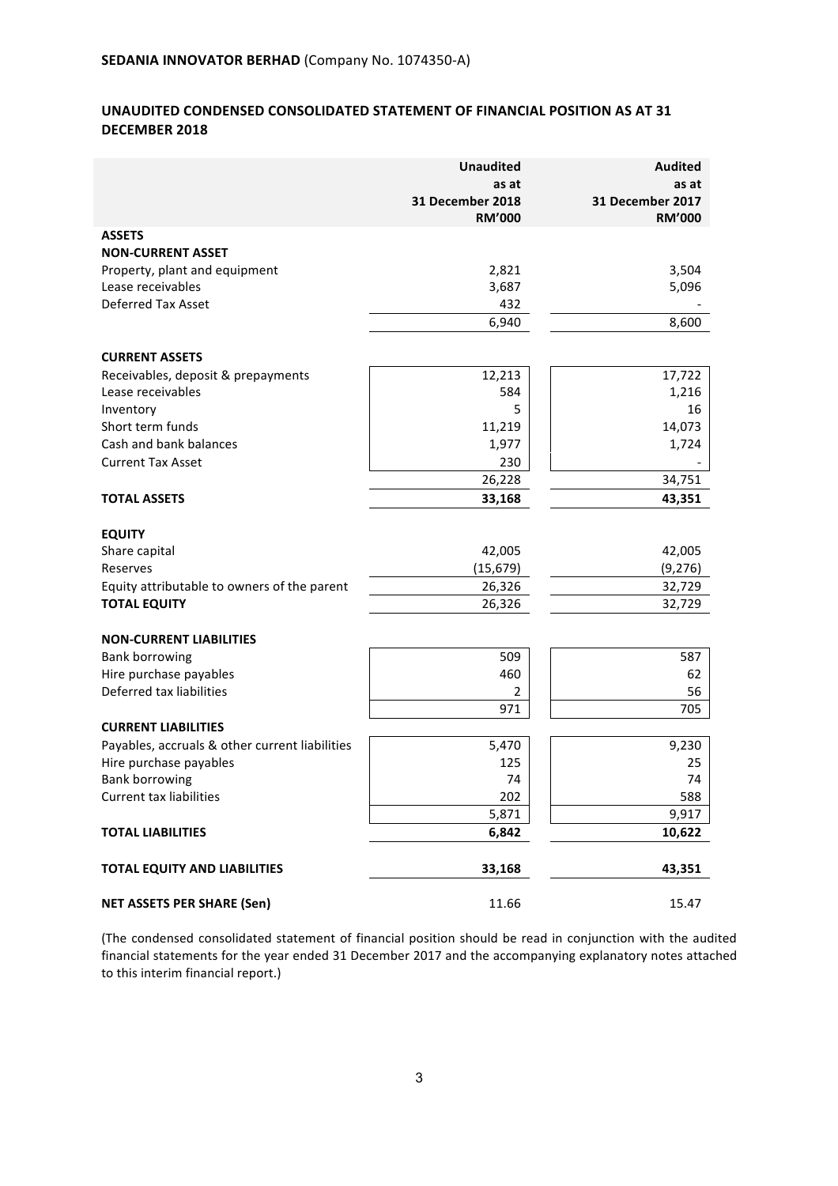**SEDANIA INNOVATOR BERHAD** (Company No. 1074350-A)

## UNAUDITED CONDENSED CONSOLIDATED STATEMENT OF FINANCIAL POSITION AS AT 31 DECEMBER 2018

| | Unaudited as at 31 December 2018 RM'000 | Audited as at 31 December 2017 RM'000 |
|---|---|---|
| **ASSETS** | | |
| **NON-CURRENT ASSET** | | |
| Property, plant and equipment | 2,821 | 3,504 |
| Lease receivables | 3,687 | 5,096 |
| Deferred Tax Asset | 432 | - |
| | 6,940 | 8,600 |
| **CURRENT ASSETS** | | |
| Receivables, deposit & prepayments | 12,213 | 17,722 |
| Lease receivables | 584 | 1,216 |
| Inventory | 5 | 16 |
| Short term funds | 11,219 | 14,073 |
| Cash and bank balances | 1,977 | 1,724 |
| Current Tax Asset | 230 | - |
| | 26,228 | 34,751 |
| **TOTAL ASSETS** | **33,168** | **43,351** |
| **EQUITY** | | |
| Share capital | 42,005 | 42,005 |
| Reserves | (15,679) | (9,276) |
| Equity attributable to owners of the parent | 26,326 | 32,729 |
| **TOTAL EQUITY** | 26,326 | 32,729 |
| **NON-CURRENT LIABILITIES** | | |
| Bank borrowing | 509 | 587 |
| Hire purchase payables | 460 | 62 |
| Deferred tax liabilities | 2 | 56 |
| | 971 | 705 |
| **CURRENT LIABILITIES** | | |
| Payables, accruals & other current liabilities | 5,470 | 9,230 |
| Hire purchase payables | 125 | 25 |
| Bank borrowing | 74 | 74 |
| Current tax liabilities | 202 | 588 |
| | 5,871 | 9,917 |
| **TOTAL LIABILITIES** | **6,842** | **10,622** |
| **TOTAL EQUITY AND LIABILITIES** | **33,168** | **43,351** |
| **NET ASSETS PER SHARE (Sen)** | 11.66 | 15.47 |

(The condensed consolidated statement of financial position should be read in conjunction with the audited financial statements for the year ended 31 December 2017 and the accompanying explanatory notes attached to this interim financial report.)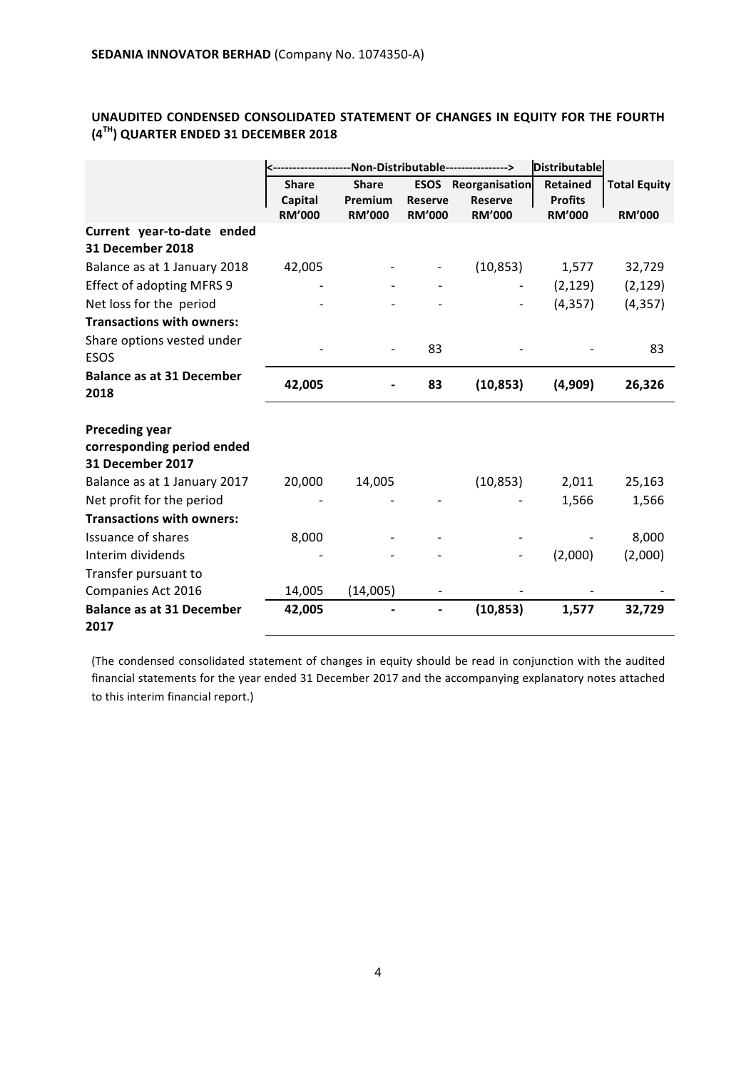**SEDANIA INNOVATOR BERHAD** (Company No. 1074350-A)

**UNAUDITED CONDENSED CONSOLIDATED STATEMENT OF CHANGES IN EQUITY FOR THE FOURTH (4TH) QUARTER ENDED 31 DECEMBER 2018**

| | <--------------------Non-Distributable----------------> | | | | Distributable | |
|---|---|---|---|---|---|---|
| | **Share Capital RM'000** | **Share Premium RM'000** | **ESOS Reserve RM'000** | **Reorganisation Reserve RM'000** | **Retained Profits RM'000** | **Total Equity RM'000** |
| **Current year-to-date ended 31 December 2018** | | | | | | |
| Balance as at 1 January 2018 | 42,005 | - | - | (10,853) | 1,577 | 32,729 |
| Effect of adopting MFRS 9 | - | - | - | - | (2,129) | (2,129) |
| Net loss for the period | - | - | - | - | (4,357) | (4,357) |
| **Transactions with owners:** | | | | | | |
| Share options vested under ESOS | - | - | 83 | - | - | 83 |
| **Balance as at 31 December 2018** | **42,005** | **-** | **83** | **(10,853)** | **(4,909)** | **26,326** |
| | | | | | | |
| **Preceding year corresponding period ended 31 December 2017** | | | | | | |
| Balance as at 1 January 2017 | 20,000 | 14,005 | | (10,853) | 2,011 | 25,163 |
| Net profit for the period | - | - | - | - | 1,566 | 1,566 |
| **Transactions with owners:** | | | | | | |
| Issuance of shares | 8,000 | - | - | - | - | 8,000 |
| Interim dividends | - | - | - | - | (2,000) | (2,000) |
| Transfer pursuant to Companies Act 2016 | 14,005 | (14,005) | - | - | - | - |
| **Balance as at 31 December 2017** | **42,005** | **-** | **-** | **(10,853)** | **1,577** | **32,729** |

(The condensed consolidated statement of changes in equity should be read in conjunction with the audited financial statements for the year ended 31 December 2017 and the accompanying explanatory notes attached to this interim financial report.)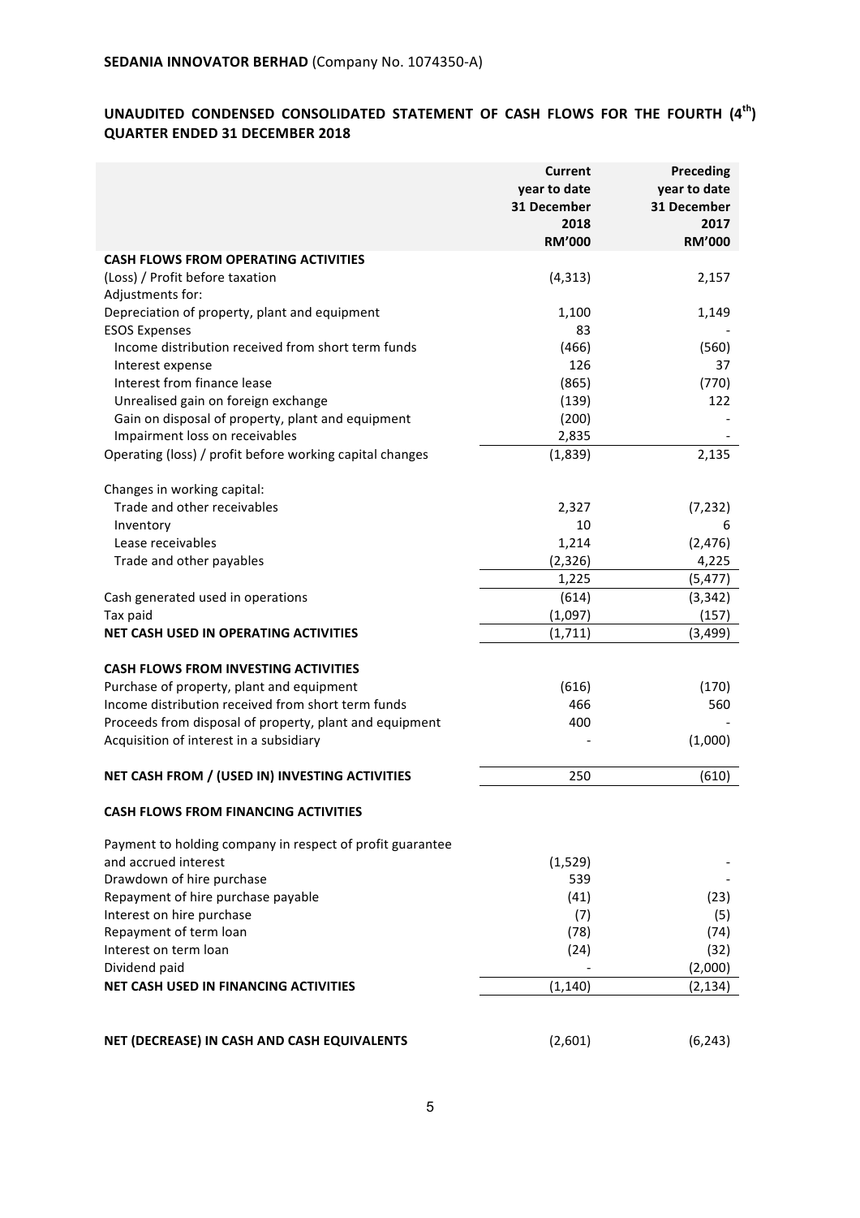**SEDANIA INNOVATOR BERHAD** (Company No. 1074350-A)

## UNAUDITED CONDENSED CONSOLIDATED STATEMENT OF CASH FLOWS FOR THE FOURTH (4th) QUARTER ENDED 31 DECEMBER 2018

| | Current year to date 31 December 2018 RM'000 | Preceding year to date 31 December 2017 RM'000 |
|---|---|---|
| **CASH FLOWS FROM OPERATING ACTIVITIES** | | |
| (Loss) / Profit before taxation | (4,313) | 2,157 |
| Adjustments for: | | |
| Depreciation of property, plant and equipment | 1,100 | 1,149 |
| ESOS Expenses | 83 | - |
| Income distribution received from short term funds | (466) | (560) |
| Interest expense | 126 | 37 |
| Interest from finance lease | (865) | (770) |
| Unrealised gain on foreign exchange | (139) | 122 |
| Gain on disposal of property, plant and equipment | (200) | - |
| Impairment loss on receivables | 2,835 | - |
| Operating (loss) / profit before working capital changes | (1,839) | 2,135 |
| | | |
| Changes in working capital: | | |
| Trade and other receivables | 2,327 | (7,232) |
| Inventory | 10 | 6 |
| Lease receivables | 1,214 | (2,476) |
| Trade and other payables | (2,326) | 4,225 |
| | 1,225 | (5,477) |
| Cash generated used in operations | (614) | (3,342) |
| Tax paid | (1,097) | (157) |
| **NET CASH USED IN OPERATING ACTIVITIES** | (1,711) | (3,499) |
| | | |
| **CASH FLOWS FROM INVESTING ACTIVITIES** | | |
| Purchase of property, plant and equipment | (616) | (170) |
| Income distribution received from short term funds | 466 | 560 |
| Proceeds from disposal of property, plant and equipment | 400 | - |
| Acquisition of interest in a subsidiary | - | (1,000) |
| | | |
| **NET CASH FROM / (USED IN) INVESTING ACTIVITIES** | 250 | (610) |
| | | |
| **CASH FLOWS FROM FINANCING ACTIVITIES** | | |
| | | |
| Payment to holding company in respect of profit guarantee and accrued interest | (1,529) | - |
| Drawdown of hire purchase | 539 | - |
| Repayment of hire purchase payable | (41) | (23) |
| Interest on hire purchase | (7) | (5) |
| Repayment of term loan | (78) | (74) |
| Interest on term loan | (24) | (32) |
| Dividend paid | - | (2,000) |
| **NET CASH USED IN FINANCING ACTIVITIES** | (1,140) | (2,134) |
| | | |
| **NET (DECREASE) IN CASH AND CASH EQUIVALENTS** | (2,601) | (6,243) |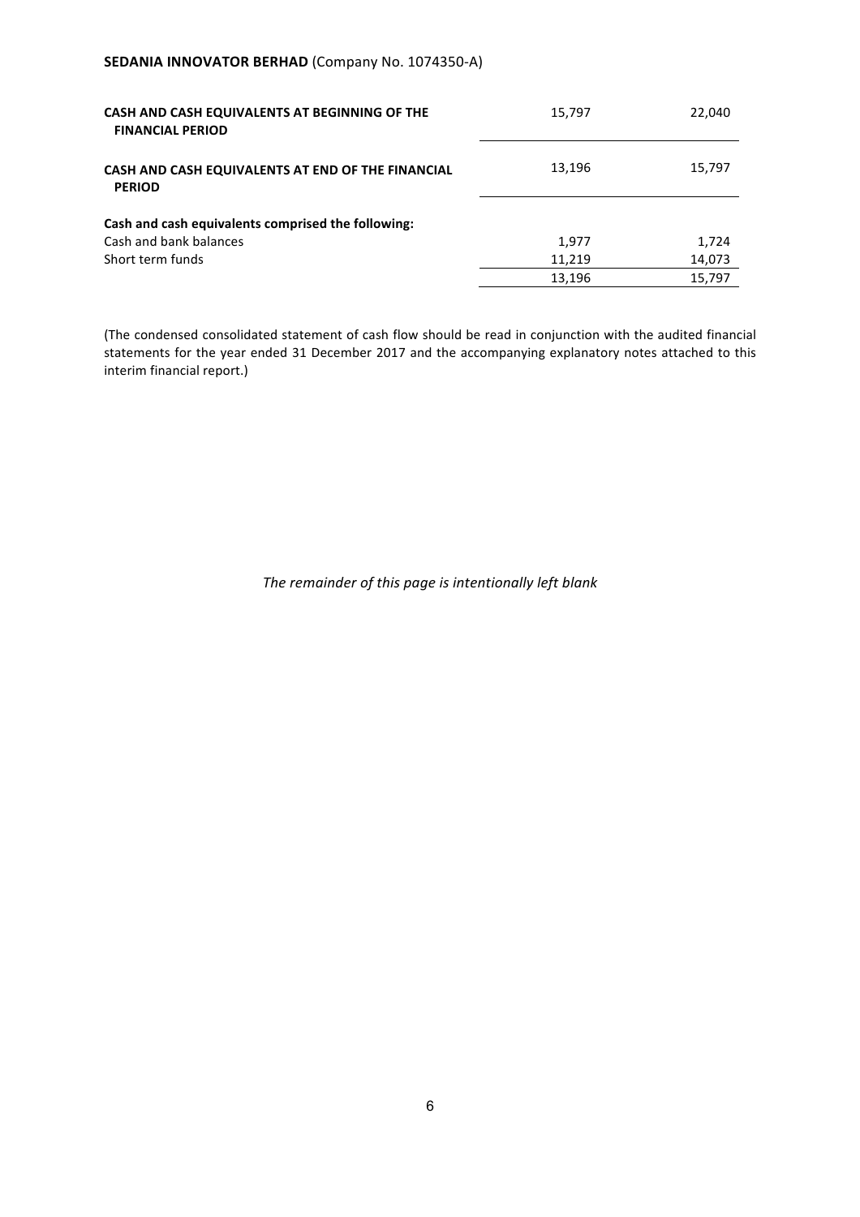| | | |
|---|---|---|
| **CASH AND CASH EQUIVALENTS AT BEGINNING OF THE FINANCIAL PERIOD** | 15,797 | 22,040 |
| **CASH AND CASH EQUIVALENTS AT END OF THE FINANCIAL PERIOD** | 13,196 | 15,797 |
| **Cash and cash equivalents comprised the following:** | | |
| Cash and bank balances | 1,977 | 1,724 |
| Short term funds | 11,219 | 14,073 |
| | 13,196 | 15,797 |

(The condensed consolidated statement of cash flow should be read in conjunction with the audited financial statements for the year ended 31 December 2017 and the accompanying explanatory notes attached to this interim financial report.)

*The remainder of this page is intentionally left blank*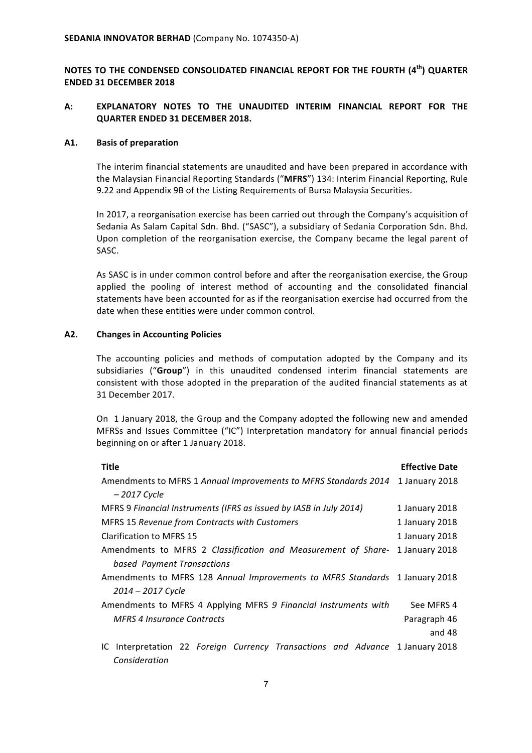**SEDANIA INNOVATOR BERHAD** (Company No. 1074350-A)

## NOTES TO THE CONDENSED CONSOLIDATED FINANCIAL REPORT FOR THE FOURTH (4th) QUARTER ENDED 31 DECEMBER 2018

### A: EXPLANATORY NOTES TO THE UNAUDITED INTERIM FINANCIAL REPORT FOR THE QUARTER ENDED 31 DECEMBER 2018.

#### A1. Basis of preparation

The interim financial statements are unaudited and have been prepared in accordance with the Malaysian Financial Reporting Standards ("**MFRS**") 134: Interim Financial Reporting, Rule 9.22 and Appendix 9B of the Listing Requirements of Bursa Malaysia Securities.

In 2017, a reorganisation exercise has been carried out through the Company's acquisition of Sedania As Salam Capital Sdn. Bhd. ("SASC"), a subsidiary of Sedania Corporation Sdn. Bhd. Upon completion of the reorganisation exercise, the Company became the legal parent of SASC.

As SASC is in under common control before and after the reorganisation exercise, the Group applied the pooling of interest method of accounting and the consolidated financial statements have been accounted for as if the reorganisation exercise had occurred from the date when these entities were under common control.

#### A2. Changes in Accounting Policies

The accounting policies and methods of computation adopted by the Company and its subsidiaries ("**Group**") in this unaudited condensed interim financial statements are consistent with those adopted in the preparation of the audited financial statements as at 31 December 2017.

On 1 January 2018, the Group and the Company adopted the following new and amended MFRSs and Issues Committee ("IC") Interpretation mandatory for annual financial periods beginning on or after 1 January 2018.

| Title | Effective Date |
|---|---|
| Amendments to MFRS 1 *Annual Improvements to MFRS Standards 2014 – 2017 Cycle* | 1 January 2018 |
| MFRS 9 *Financial Instruments (IFRS as issued by IASB in July 2014)* | 1 January 2018 |
| MFRS 15 *Revenue from Contracts with Customers* | 1 January 2018 |
| Clarification to MFRS 15 | 1 January 2018 |
| Amendments to MFRS 2 *Classification and Measurement of Share-based Payment Transactions* | 1 January 2018 |
| Amendments to MFRS 128 *Annual Improvements to MFRS Standards 2014 – 2017 Cycle* | 1 January 2018 |
| Amendments to MFRS 4 Applying MFRS *9 Financial Instruments with MFRS 4 Insurance Contracts* | See MFRS 4 Paragraph 46 and 48 |
| IC Interpretation 22 *Foreign Currency Transactions and Advance Consideration* | 1 January 2018 |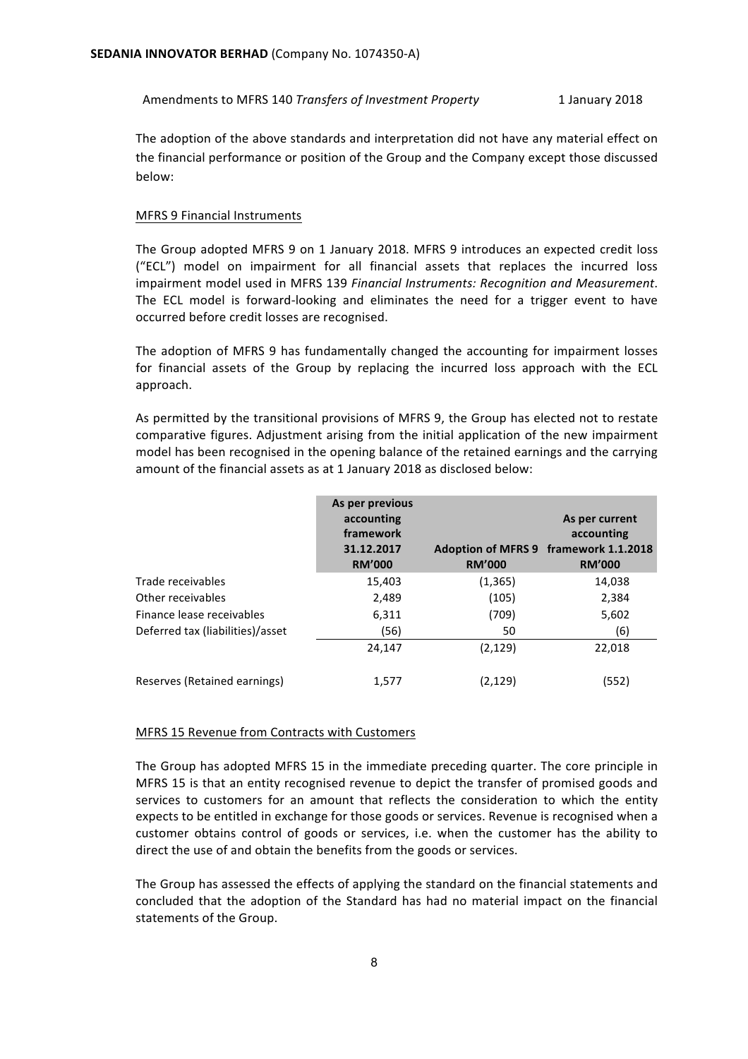Amendments to MFRS 140 *Transfers of Investment Property* 1 January 2018

The adoption of the above standards and interpretation did not have any material effect on the financial performance or position of the Group and the Company except those discussed below:

MFRS 9 Financial Instruments

The Group adopted MFRS 9 on 1 January 2018. MFRS 9 introduces an expected credit loss ("ECL") model on impairment for all financial assets that replaces the incurred loss impairment model used in MFRS 139 *Financial Instruments: Recognition and Measurement*. The ECL model is forward-looking and eliminates the need for a trigger event to have occurred before credit losses are recognised.

The adoption of MFRS 9 has fundamentally changed the accounting for impairment losses for financial assets of the Group by replacing the incurred loss approach with the ECL approach.

As permitted by the transitional provisions of MFRS 9, the Group has elected not to restate comparative figures. Adjustment arising from the initial application of the new impairment model has been recognised in the opening balance of the retained earnings and the carrying amount of the financial assets as at 1 January 2018 as disclosed below:

| | As per previous accounting framework 31.12.2017 RM'000 | Adoption of MFRS 9 RM'000 | As per current accounting framework 1.1.2018 RM'000 |
|---|---|---|---|
| Trade receivables | 15,403 | (1,365) | 14,038 |
| Other receivables | 2,489 | (105) | 2,384 |
| Finance lease receivables | 6,311 | (709) | 5,602 |
| Deferred tax (liabilities)/asset | (56) | 50 | (6) |
| | 24,147 | (2,129) | 22,018 |
| Reserves (Retained earnings) | 1,577 | (2,129) | (552) |

MFRS 15 Revenue from Contracts with Customers

The Group has adopted MFRS 15 in the immediate preceding quarter. The core principle in MFRS 15 is that an entity recognised revenue to depict the transfer of promised goods and services to customers for an amount that reflects the consideration to which the entity expects to be entitled in exchange for those goods or services. Revenue is recognised when a customer obtains control of goods or services, i.e. when the customer has the ability to direct the use of and obtain the benefits from the goods or services.

The Group has assessed the effects of applying the standard on the financial statements and concluded that the adoption of the Standard has had no material impact on the financial statements of the Group.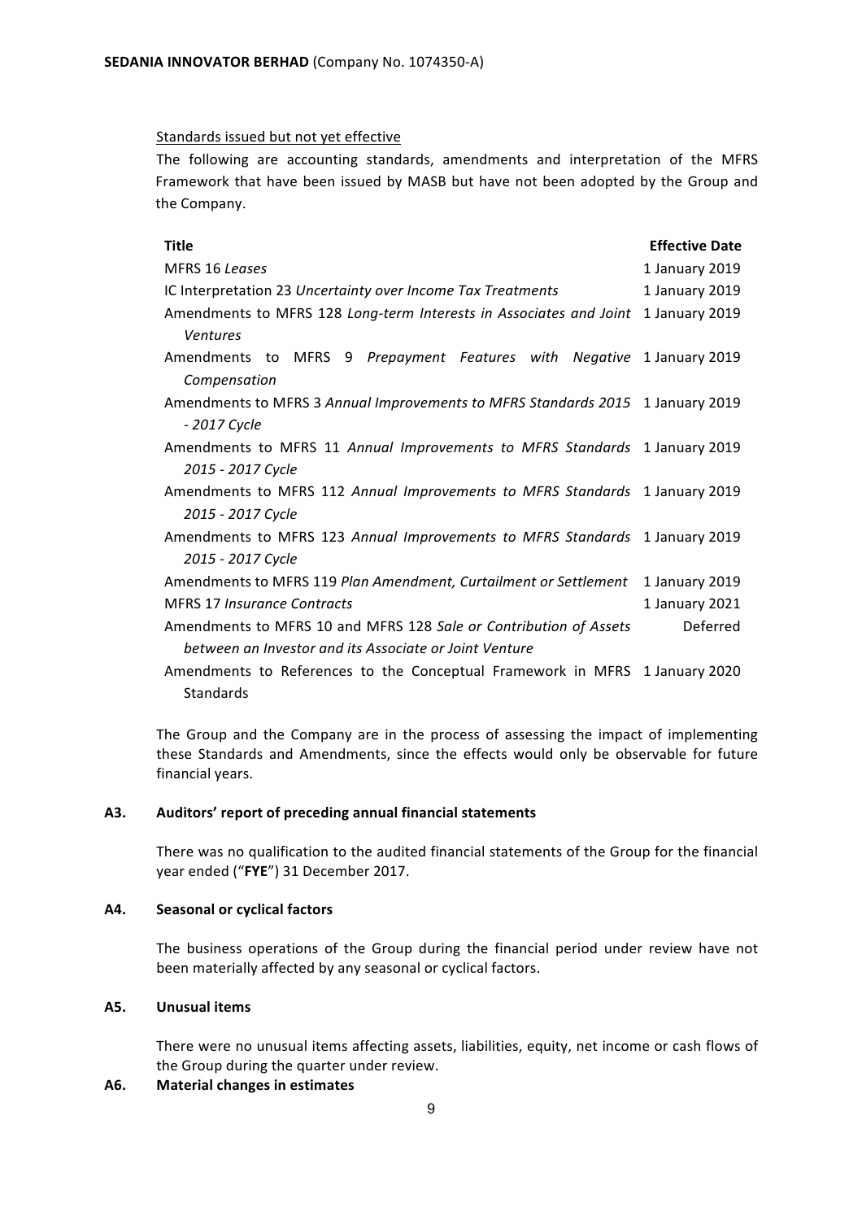Standards issued but not yet effective

The following are accounting standards, amendments and interpretation of the MFRS Framework that have been issued by MASB but have not been adopted by the Group and the Company.

| Title | Effective Date |
| --- | --- |
| MFRS 16 *Leases* | 1 January 2019 |
| IC Interpretation 23 *Uncertainty over Income Tax Treatments* | 1 January 2019 |
| Amendments to MFRS 128 *Long-term Interests in Associates and Joint Ventures* | 1 January 2019 |
| Amendments to MFRS 9 *Prepayment Features with Negative Compensation* | 1 January 2019 |
| Amendments to MFRS 3 *Annual Improvements to MFRS Standards 2015 - 2017 Cycle* | 1 January 2019 |
| Amendments to MFRS 11 *Annual Improvements to MFRS Standards 2015 - 2017 Cycle* | 1 January 2019 |
| Amendments to MFRS 112 *Annual Improvements to MFRS Standards 2015 - 2017 Cycle* | 1 January 2019 |
| Amendments to MFRS 123 *Annual Improvements to MFRS Standards 2015 - 2017 Cycle* | 1 January 2019 |
| Amendments to MFRS 119 *Plan Amendment, Curtailment or Settlement* | 1 January 2019 |
| MFRS 17 *Insurance Contracts* | 1 January 2021 |
| Amendments to MFRS 10 and MFRS 128 *Sale or Contribution of Assets between an Investor and its Associate or Joint Venture* | Deferred |
| Amendments to References to the Conceptual Framework in MFRS Standards | 1 January 2020 |

The Group and the Company are in the process of assessing the impact of implementing these Standards and Amendments, since the effects would only be observable for future financial years.

## A3. Auditors' report of preceding annual financial statements

There was no qualification to the audited financial statements of the Group for the financial year ended ("**FYE**") 31 December 2017.

## A4. Seasonal or cyclical factors

The business operations of the Group during the financial period under review have not been materially affected by any seasonal or cyclical factors.

## A5. Unusual items

There were no unusual items affecting assets, liabilities, equity, net income or cash flows of the Group during the quarter under review.

## A6. Material changes in estimates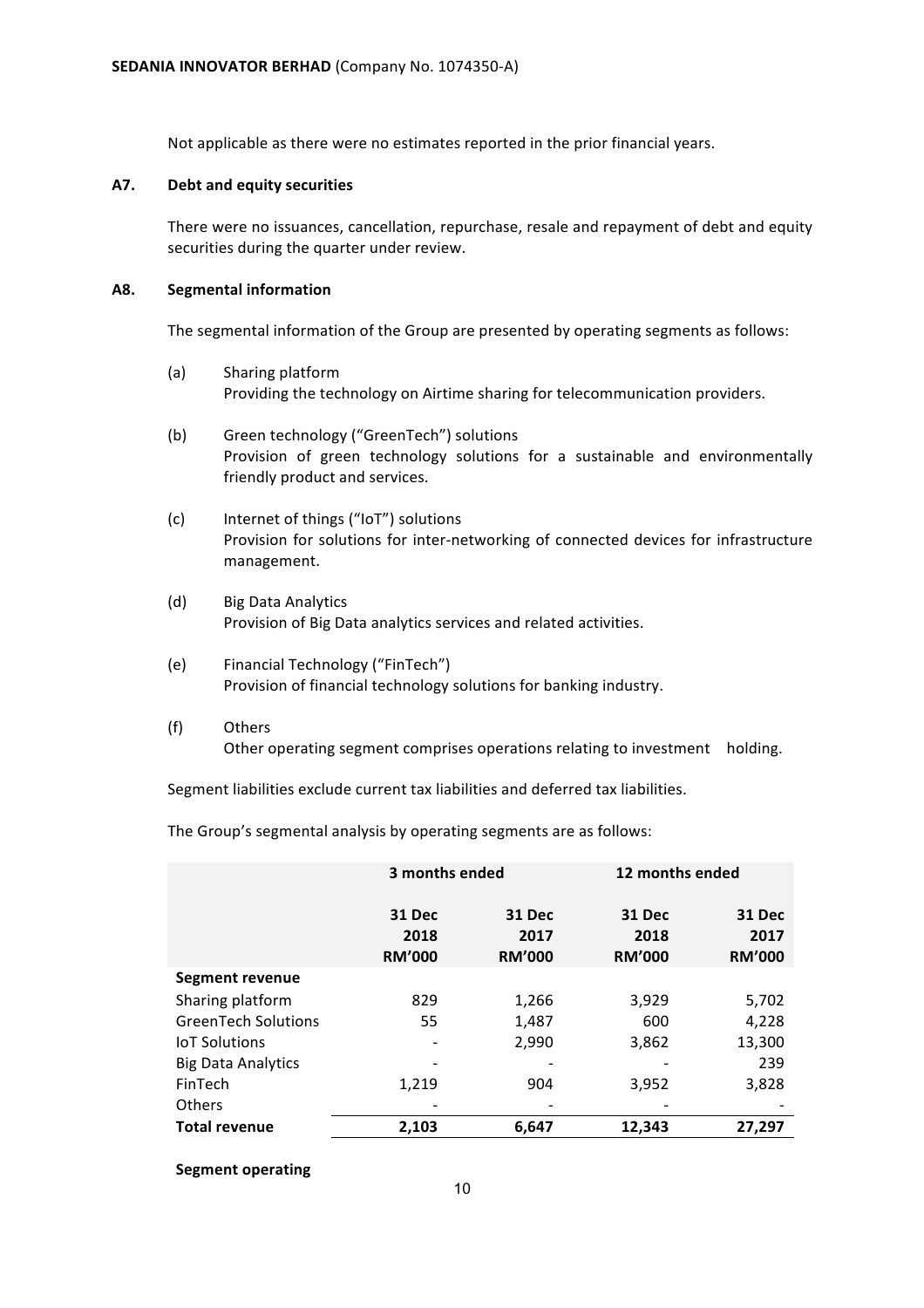Not applicable as there were no estimates reported in the prior financial years.

### A7. Debt and equity securities

There were no issuances, cancellation, repurchase, resale and repayment of debt and equity securities during the quarter under review.

### A8. Segmental information

The segmental information of the Group are presented by operating segments as follows:

(a) Sharing platform
Providing the technology on Airtime sharing for telecommunication providers.

(b) Green technology ("GreenTech") solutions
Provision of green technology solutions for a sustainable and environmentally friendly product and services.

(c) Internet of things ("IoT") solutions
Provision for solutions for inter-networking of connected devices for infrastructure management.

(d) Big Data Analytics
Provision of Big Data analytics services and related activities.

(e) Financial Technology ("FinTech")
Provision of financial technology solutions for banking industry.

(f) Others
Other operating segment comprises operations relating to investment holding.

Segment liabilities exclude current tax liabilities and deferred tax liabilities.

The Group's segmental analysis by operating segments are as follows:

| | 3 months ended | | 12 months ended | |
|---|---|---|---|---|
| | 31 Dec 2018 RM'000 | 31 Dec 2017 RM'000 | 31 Dec 2018 RM'000 | 31 Dec 2017 RM'000 |
| **Segment revenue** | | | | |
| Sharing platform | 829 | 1,266 | 3,929 | 5,702 |
| GreenTech Solutions | 55 | 1,487 | 600 | 4,228 |
| IoT Solutions | - | 2,990 | 3,862 | 13,300 |
| Big Data Analytics | - | - | - | 239 |
| FinTech | 1,219 | 904 | 3,952 | 3,828 |
| Others | - | - | - | - |
| **Total revenue** | **2,103** | **6,647** | **12,343** | **27,297** |

**Segment operating**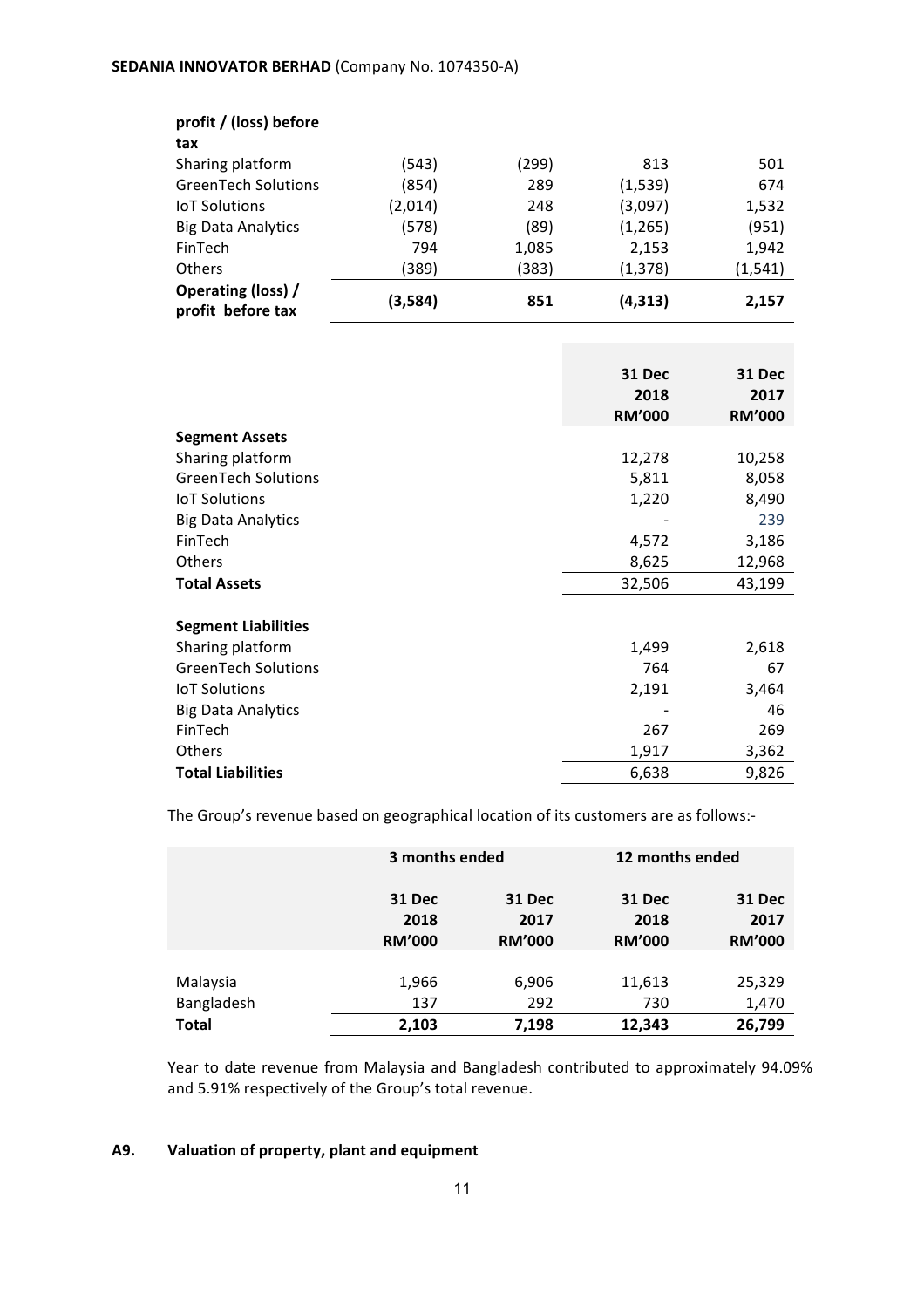| profit / (loss) before tax | | | | |
|---|---|---|---|---|
| Sharing platform | (543) | (299) | 813 | 501 |
| GreenTech Solutions | (854) | 289 | (1,539) | 674 |
| IoT Solutions | (2,014) | 248 | (3,097) | 1,532 |
| Big Data Analytics | (578) | (89) | (1,265) | (951) |
| FinTech | 794 | 1,085 | 2,153 | 1,942 |
| Others | (389) | (383) | (1,378) | (1,541) |
| **Operating (loss) / profit before tax** | **(3,584)** | **851** | **(4,313)** | **2,157** |

| | 31 Dec 2018 RM'000 | 31 Dec 2017 RM'000 |
|---|---|---|
| **Segment Assets** | | |
| Sharing platform | 12,278 | 10,258 |
| GreenTech Solutions | 5,811 | 8,058 |
| IoT Solutions | 1,220 | 8,490 |
| Big Data Analytics | - | 239 |
| FinTech | 4,572 | 3,186 |
| Others | 8,625 | 12,968 |
| **Total Assets** | 32,506 | 43,199 |
| | | |
| **Segment Liabilities** | | |
| Sharing platform | 1,499 | 2,618 |
| GreenTech Solutions | 764 | 67 |
| IoT Solutions | 2,191 | 3,464 |
| Big Data Analytics | - | 46 |
| FinTech | 267 | 269 |
| Others | 1,917 | 3,362 |
| **Total Liabilities** | 6,638 | 9,826 |

The Group's revenue based on geographical location of its customers are as follows:-

| | 3 months ended | | 12 months ended | |
|---|---|---|---|---|
| | 31 Dec 2018 RM'000 | 31 Dec 2017 RM'000 | 31 Dec 2018 RM'000 | 31 Dec 2017 RM'000 |
| Malaysia | 1,966 | 6,906 | 11,613 | 25,329 |
| Bangladesh | 137 | 292 | 730 | 1,470 |
| **Total** | **2,103** | **7,198** | **12,343** | **26,799** |

Year to date revenue from Malaysia and Bangladesh contributed to approximately 94.09% and 5.91% respectively of the Group's total revenue.

## A9. Valuation of property, plant and equipment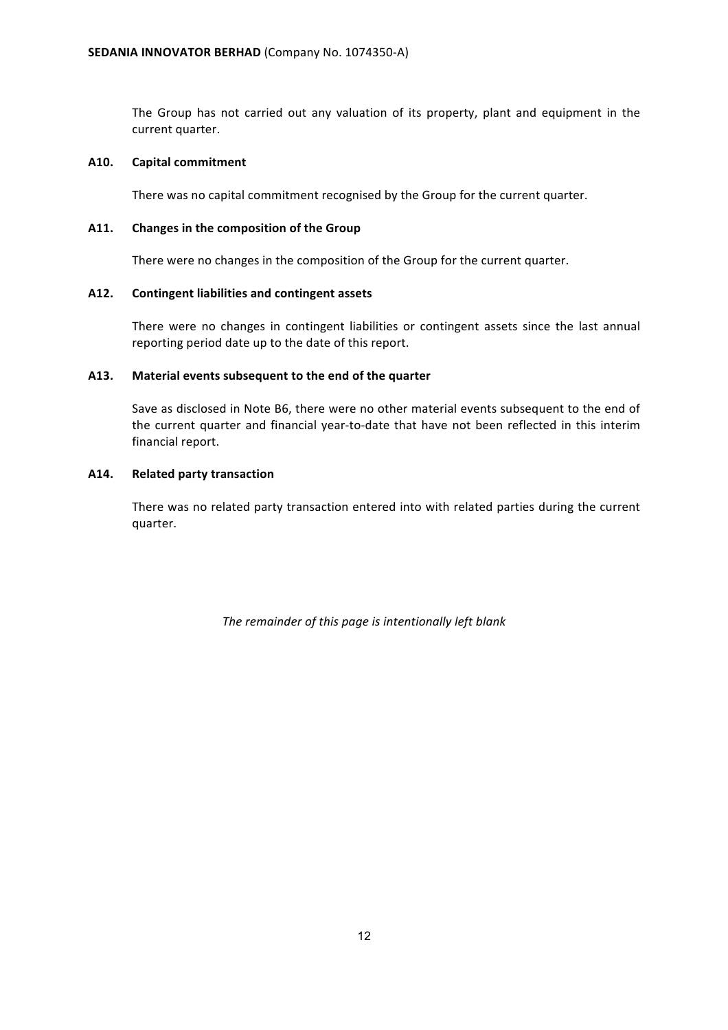The Group has not carried out any valuation of its property, plant and equipment in the current quarter.

### A10. Capital commitment

There was no capital commitment recognised by the Group for the current quarter.

### A11. Changes in the composition of the Group

There were no changes in the composition of the Group for the current quarter.

### A12. Contingent liabilities and contingent assets

There were no changes in contingent liabilities or contingent assets since the last annual reporting period date up to the date of this report.

### A13. Material events subsequent to the end of the quarter

Save as disclosed in Note B6, there were no other material events subsequent to the end of the current quarter and financial year-to-date that have not been reflected in this interim financial report.

### A14. Related party transaction

There was no related party transaction entered into with related parties during the current quarter.

*The remainder of this page is intentionally left blank*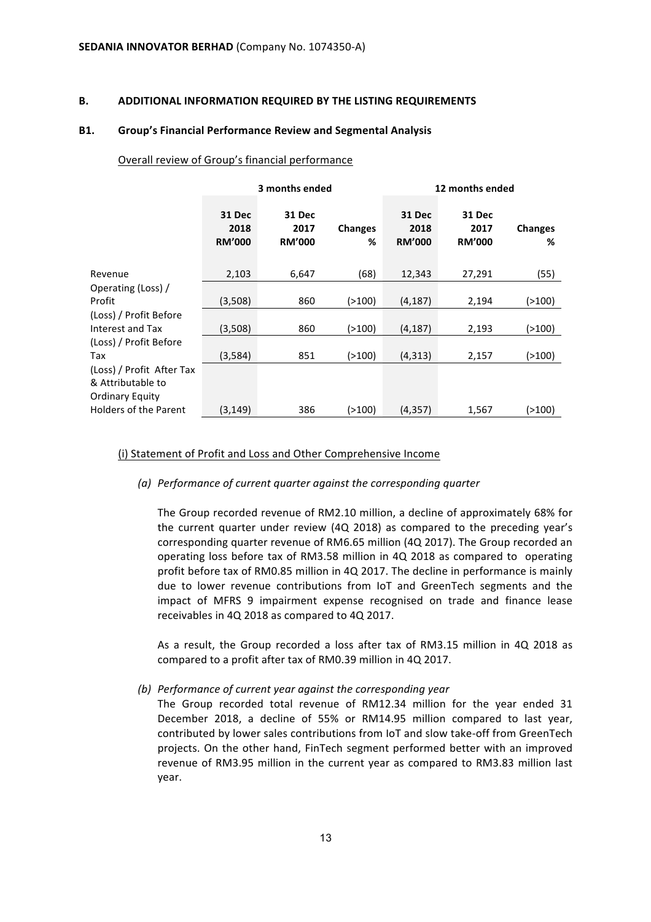**SEDANIA INNOVATOR BERHAD** (Company No. 1074350-A)

## B. ADDITIONAL INFORMATION REQUIRED BY THE LISTING REQUIREMENTS

### B1. Group's Financial Performance Review and Segmental Analysis

Overall review of Group's financial performance

| | 3 months ended | | | 12 months ended | | |
|---|---|---|---|---|---|---|
| | **31 Dec 2018 RM'000** | **31 Dec 2017 RM'000** | **Changes %** | **31 Dec 2018 RM'000** | **31 Dec 2017 RM'000** | **Changes %** |
| Revenue | 2,103 | 6,647 | (68) | 12,343 | 27,291 | (55) |
| Operating (Loss) / Profit | (3,508) | 860 | (>100) | (4,187) | 2,194 | (>100) |
| (Loss) / Profit Before Interest and Tax | (3,508) | 860 | (>100) | (4,187) | 2,193 | (>100) |
| (Loss) / Profit Before Tax | (3,584) | 851 | (>100) | (4,313) | 2,157 | (>100) |
| (Loss) / Profit After Tax & Attributable to Ordinary Equity Holders of the Parent | (3,149) | 386 | (>100) | (4,357) | 1,567 | (>100) |

(i) Statement of Profit and Loss and Other Comprehensive Income

*(a) Performance of current quarter against the corresponding quarter*

The Group recorded revenue of RM2.10 million, a decline of approximately 68% for the current quarter under review (4Q 2018) as compared to the preceding year's corresponding quarter revenue of RM6.65 million (4Q 2017). The Group recorded an operating loss before tax of RM3.58 million in 4Q 2018 as compared to operating profit before tax of RM0.85 million in 4Q 2017. The decline in performance is mainly due to lower revenue contributions from IoT and GreenTech segments and the impact of MFRS 9 impairment expense recognised on trade and finance lease receivables in 4Q 2018 as compared to 4Q 2017.

As a result, the Group recorded a loss after tax of RM3.15 million in 4Q 2018 as compared to a profit after tax of RM0.39 million in 4Q 2017.

*(b) Performance of current year against the corresponding year*

The Group recorded total revenue of RM12.34 million for the year ended 31 December 2018, a decline of 55% or RM14.95 million compared to last year, contributed by lower sales contributions from IoT and slow take-off from GreenTech projects. On the other hand, FinTech segment performed better with an improved revenue of RM3.95 million in the current year as compared to RM3.83 million last year.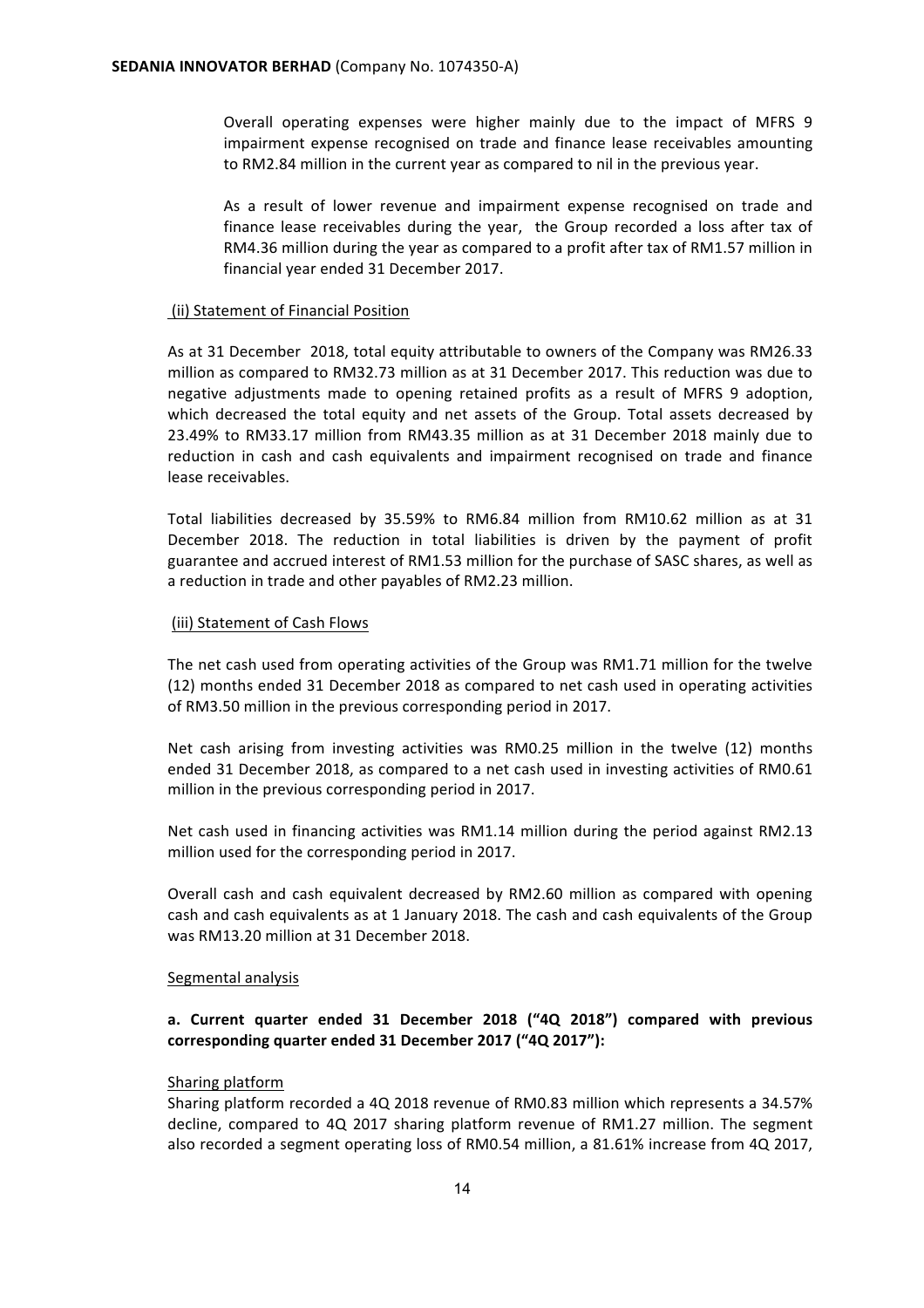Overall operating expenses were higher mainly due to the impact of MFRS 9 impairment expense recognised on trade and finance lease receivables amounting to RM2.84 million in the current year as compared to nil in the previous year.

As a result of lower revenue and impairment expense recognised on trade and finance lease receivables during the year, the Group recorded a loss after tax of RM4.36 million during the year as compared to a profit after tax of RM1.57 million in financial year ended 31 December 2017.

(ii) Statement of Financial Position

As at 31 December 2018, total equity attributable to owners of the Company was RM26.33 million as compared to RM32.73 million as at 31 December 2017. This reduction was due to negative adjustments made to opening retained profits as a result of MFRS 9 adoption, which decreased the total equity and net assets of the Group. Total assets decreased by 23.49% to RM33.17 million from RM43.35 million as at 31 December 2018 mainly due to reduction in cash and cash equivalents and impairment recognised on trade and finance lease receivables.

Total liabilities decreased by 35.59% to RM6.84 million from RM10.62 million as at 31 December 2018. The reduction in total liabilities is driven by the payment of profit guarantee and accrued interest of RM1.53 million for the purchase of SASC shares, as well as a reduction in trade and other payables of RM2.23 million.

(iii) Statement of Cash Flows

The net cash used from operating activities of the Group was RM1.71 million for the twelve (12) months ended 31 December 2018 as compared to net cash used in operating activities of RM3.50 million in the previous corresponding period in 2017.

Net cash arising from investing activities was RM0.25 million in the twelve (12) months ended 31 December 2018, as compared to a net cash used in investing activities of RM0.61 million in the previous corresponding period in 2017.

Net cash used in financing activities was RM1.14 million during the period against RM2.13 million used for the corresponding period in 2017.

Overall cash and cash equivalent decreased by RM2.60 million as compared with opening cash and cash equivalents as at 1 January 2018. The cash and cash equivalents of the Group was RM13.20 million at 31 December 2018.

Segmental analysis

**a. Current quarter ended 31 December 2018 ("4Q 2018") compared with previous corresponding quarter ended 31 December 2017 ("4Q 2017"):**

Sharing platform

Sharing platform recorded a 4Q 2018 revenue of RM0.83 million which represents a 34.57% decline, compared to 4Q 2017 sharing platform revenue of RM1.27 million. The segment also recorded a segment operating loss of RM0.54 million, a 81.61% increase from 4Q 2017,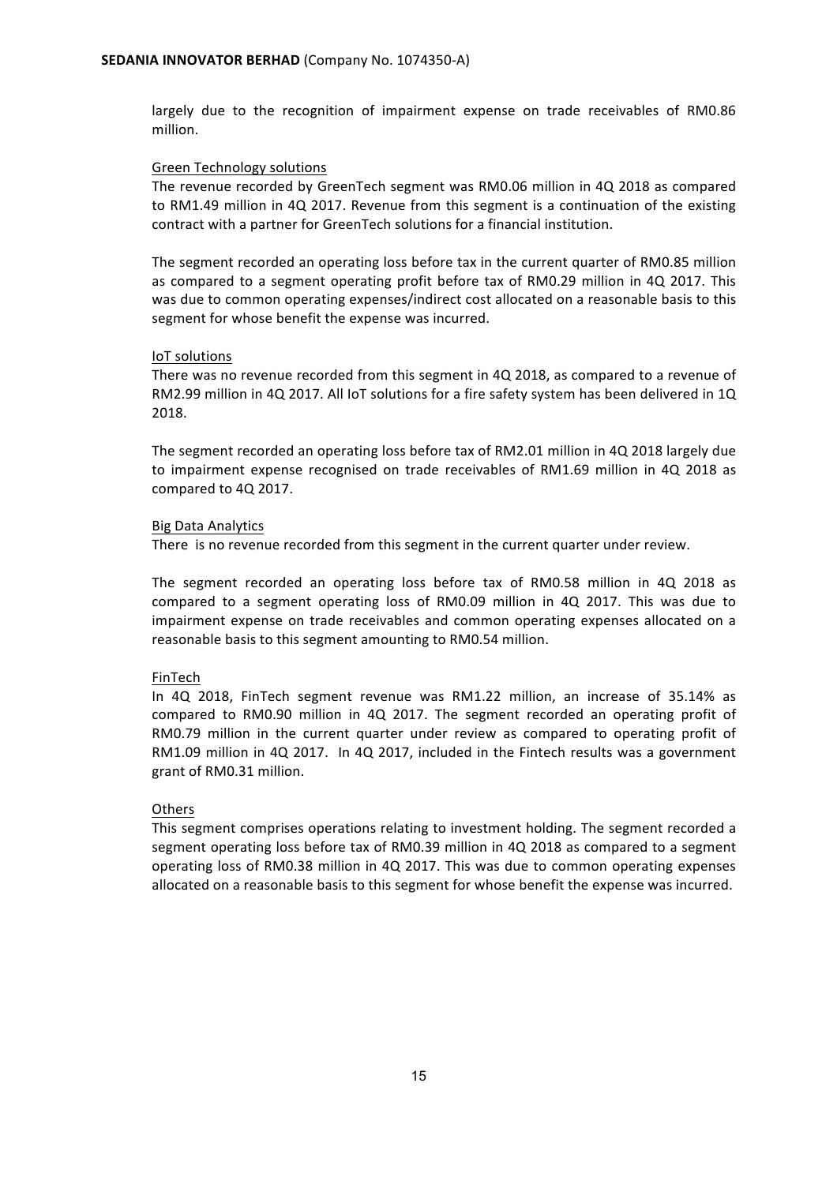largely due to the recognition of impairment expense on trade receivables of RM0.86 million.

Green Technology solutions

The revenue recorded by GreenTech segment was RM0.06 million in 4Q 2018 as compared to RM1.49 million in 4Q 2017. Revenue from this segment is a continuation of the existing contract with a partner for GreenTech solutions for a financial institution.

The segment recorded an operating loss before tax in the current quarter of RM0.85 million as compared to a segment operating profit before tax of RM0.29 million in 4Q 2017. This was due to common operating expenses/indirect cost allocated on a reasonable basis to this segment for whose benefit the expense was incurred.

IoT solutions

There was no revenue recorded from this segment in 4Q 2018, as compared to a revenue of RM2.99 million in 4Q 2017. All IoT solutions for a fire safety system has been delivered in 1Q 2018.

The segment recorded an operating loss before tax of RM2.01 million in 4Q 2018 largely due to impairment expense recognised on trade receivables of RM1.69 million in 4Q 2018 as compared to 4Q 2017.

Big Data Analytics

There is no revenue recorded from this segment in the current quarter under review.

The segment recorded an operating loss before tax of RM0.58 million in 4Q 2018 as compared to a segment operating loss of RM0.09 million in 4Q 2017. This was due to impairment expense on trade receivables and common operating expenses allocated on a reasonable basis to this segment amounting to RM0.54 million.

FinTech

In 4Q 2018, FinTech segment revenue was RM1.22 million, an increase of 35.14% as compared to RM0.90 million in 4Q 2017. The segment recorded an operating profit of RM0.79 million in the current quarter under review as compared to operating profit of RM1.09 million in 4Q 2017. In 4Q 2017, included in the Fintech results was a government grant of RM0.31 million.

Others

This segment comprises operations relating to investment holding. The segment recorded a segment operating loss before tax of RM0.39 million in 4Q 2018 as compared to a segment operating loss of RM0.38 million in 4Q 2017. This was due to common operating expenses allocated on a reasonable basis to this segment for whose benefit the expense was incurred.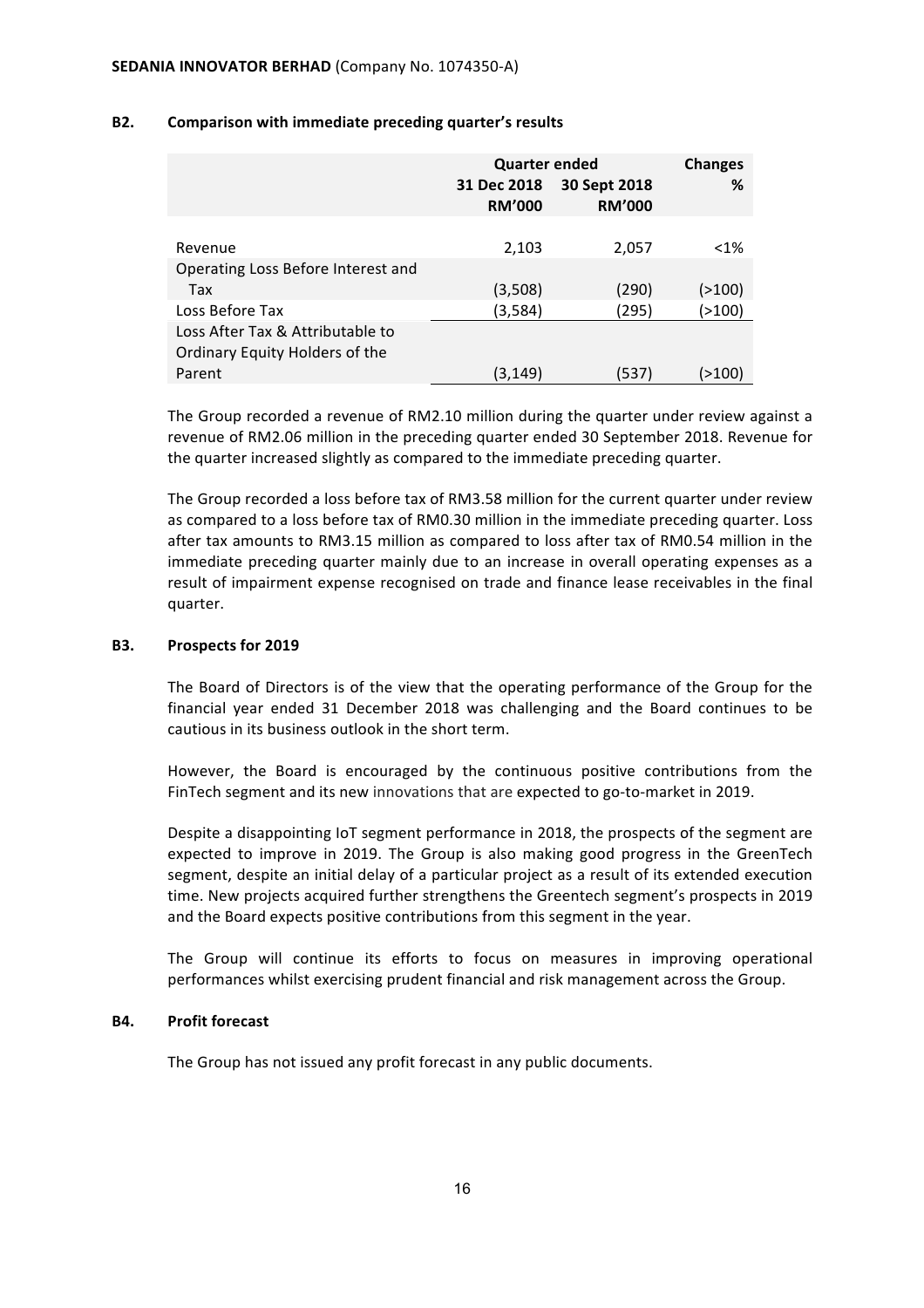**SEDANIA INNOVATOR BERHAD** (Company No. 1074350-A)

### B2. Comparison with immediate preceding quarter's results

| | Quarter ended | | Changes |
|---|---|---|---|
| | 31 Dec 2018 RM'000 | 30 Sept 2018 RM'000 | % |
| Revenue | 2,103 | 2,057 | <1% |
| Operating Loss Before Interest and Tax | (3,508) | (290) | (>100) |
| Loss Before Tax | (3,584) | (295) | (>100) |
| Loss After Tax & Attributable to Ordinary Equity Holders of the Parent | (3,149) | (537) | (>100) |

The Group recorded a revenue of RM2.10 million during the quarter under review against a revenue of RM2.06 million in the preceding quarter ended 30 September 2018. Revenue for the quarter increased slightly as compared to the immediate preceding quarter.

The Group recorded a loss before tax of RM3.58 million for the current quarter under review as compared to a loss before tax of RM0.30 million in the immediate preceding quarter. Loss after tax amounts to RM3.15 million as compared to loss after tax of RM0.54 million in the immediate preceding quarter mainly due to an increase in overall operating expenses as a result of impairment expense recognised on trade and finance lease receivables in the final quarter.

### B3. Prospects for 2019

The Board of Directors is of the view that the operating performance of the Group for the financial year ended 31 December 2018 was challenging and the Board continues to be cautious in its business outlook in the short term.

However, the Board is encouraged by the continuous positive contributions from the FinTech segment and its new innovations that are expected to go-to-market in 2019.

Despite a disappointing IoT segment performance in 2018, the prospects of the segment are expected to improve in 2019. The Group is also making good progress in the GreenTech segment, despite an initial delay of a particular project as a result of its extended execution time. New projects acquired further strengthens the Greentech segment's prospects in 2019 and the Board expects positive contributions from this segment in the year.

The Group will continue its efforts to focus on measures in improving operational performances whilst exercising prudent financial and risk management across the Group.

### B4. Profit forecast

The Group has not issued any profit forecast in any public documents.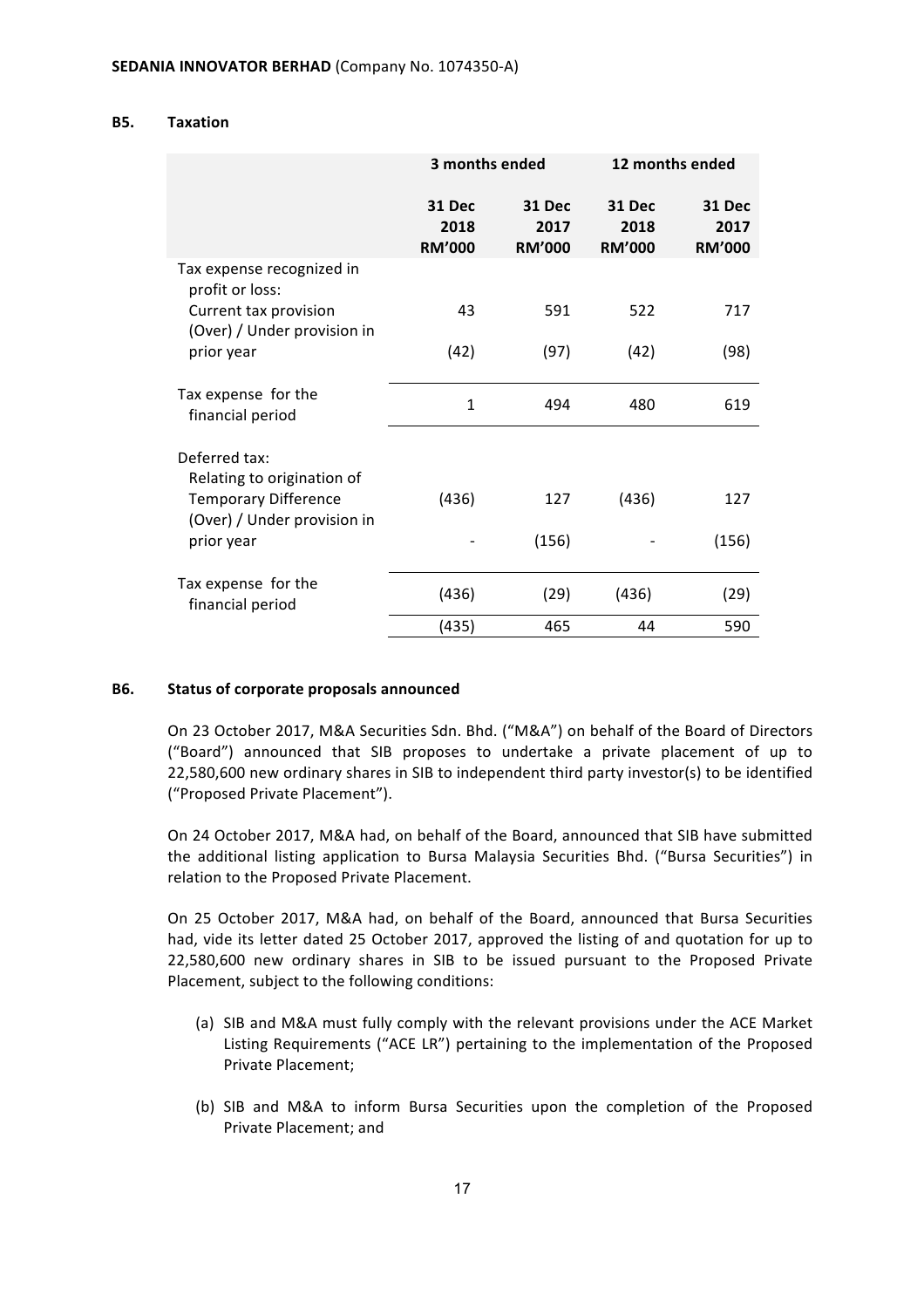**SEDANIA INNOVATOR BERHAD** (Company No. 1074350-A)

### B5. Taxation

| | 3 months ended | | 12 months ended | |
|---|---|---|---|---|
| | **31 Dec 2018 RM'000** | **31 Dec 2017 RM'000** | **31 Dec 2018 RM'000** | **31 Dec 2017 RM'000** |
| Tax expense recognized in profit or loss: | | | | |
| Current tax provision | 43 | 591 | 522 | 717 |
| (Over) / Under provision in prior year | (42) | (97) | (42) | (98) |
| Tax expense for the financial period | 1 | 494 | 480 | 619 |
| Deferred tax: | | | | |
| Relating to origination of Temporary Difference | (436) | 127 | (436) | 127 |
| (Over) / Under provision in prior year | - | (156) | - | (156) |
| Tax expense for the financial period | (436) | (29) | (436) | (29) |
| | (435) | 465 | 44 | 590 |

### B6. Status of corporate proposals announced

On 23 October 2017, M&A Securities Sdn. Bhd. ("M&A") on behalf of the Board of Directors ("Board") announced that SIB proposes to undertake a private placement of up to 22,580,600 new ordinary shares in SIB to independent third party investor(s) to be identified ("Proposed Private Placement").

On 24 October 2017, M&A had, on behalf of the Board, announced that SIB have submitted the additional listing application to Bursa Malaysia Securities Bhd. ("Bursa Securities") in relation to the Proposed Private Placement.

On 25 October 2017, M&A had, on behalf of the Board, announced that Bursa Securities had, vide its letter dated 25 October 2017, approved the listing of and quotation for up to 22,580,600 new ordinary shares in SIB to be issued pursuant to the Proposed Private Placement, subject to the following conditions:

(a) SIB and M&A must fully comply with the relevant provisions under the ACE Market Listing Requirements ("ACE LR") pertaining to the implementation of the Proposed Private Placement;

(b) SIB and M&A to inform Bursa Securities upon the completion of the Proposed Private Placement; and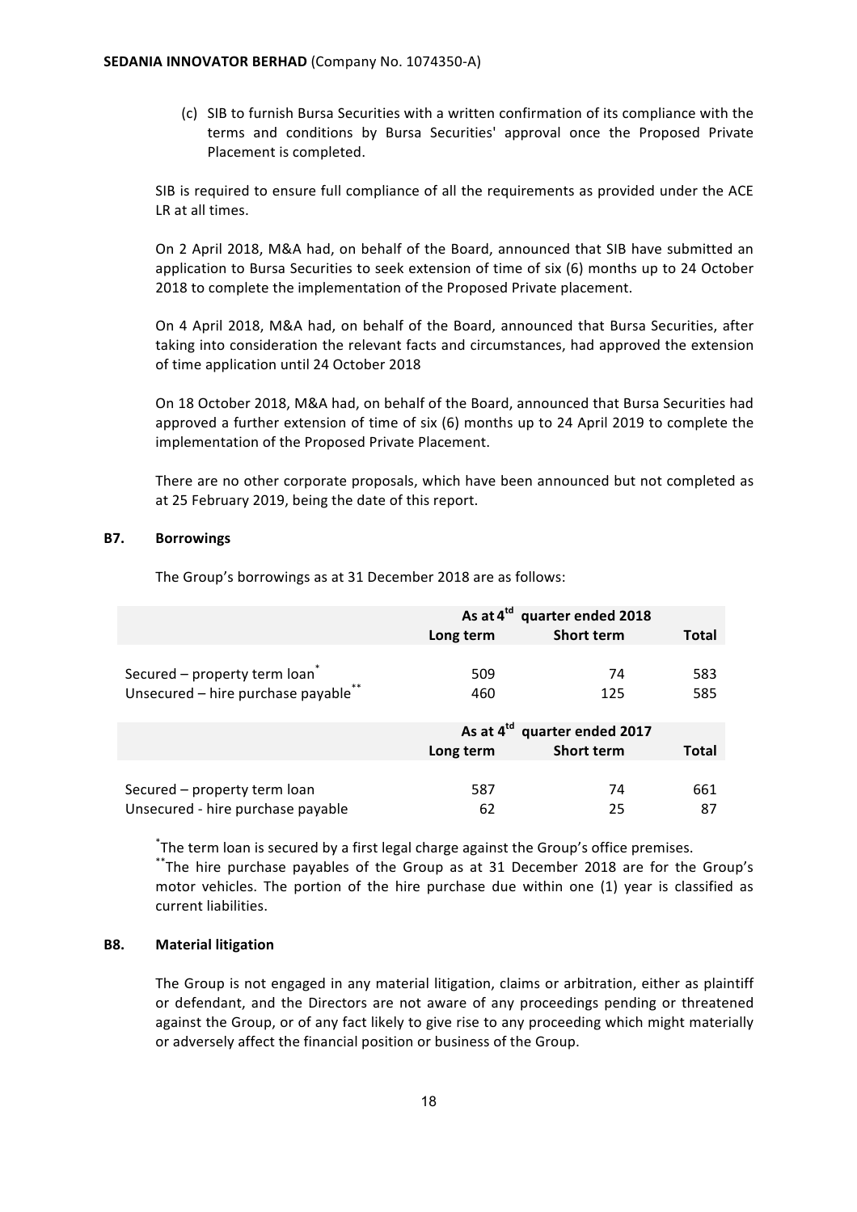(c) SIB to furnish Bursa Securities with a written confirmation of its compliance with the terms and conditions by Bursa Securities' approval once the Proposed Private Placement is completed.

SIB is required to ensure full compliance of all the requirements as provided under the ACE LR at all times.

On 2 April 2018, M&A had, on behalf of the Board, announced that SIB have submitted an application to Bursa Securities to seek extension of time of six (6) months up to 24 October 2018 to complete the implementation of the Proposed Private placement.

On 4 April 2018, M&A had, on behalf of the Board, announced that Bursa Securities, after taking into consideration the relevant facts and circumstances, had approved the extension of time application until 24 October 2018

On 18 October 2018, M&A had, on behalf of the Board, announced that Bursa Securities had approved a further extension of time of six (6) months up to 24 April 2019 to complete the implementation of the Proposed Private Placement.

There are no other corporate proposals, which have been announced but not completed as at 25 February 2019, being the date of this report.

## B7. Borrowings

The Group's borrowings as at 31 December 2018 are as follows:

| | As at 4[td] quarter ended 2018 | | |
|---|---|---|---|
| | Long term | Short term | Total |
| Secured – property term loan* | 509 | 74 | 583 |
| Unsecured – hire purchase payable** | 460 | 125 | 585 |

| | As at 4[td] quarter ended 2017 | | |
|---|---|---|---|
| | Long term | Short term | Total |
| Secured – property term loan | 587 | 74 | 661 |
| Unsecured - hire purchase payable | 62 | 25 | 87 |

*The term loan is secured by a first legal charge against the Group's office premises.

**The hire purchase payables of the Group as at 31 December 2018 are for the Group's motor vehicles. The portion of the hire purchase due within one (1) year is classified as current liabilities.

## B8. Material litigation

The Group is not engaged in any material litigation, claims or arbitration, either as plaintiff or defendant, and the Directors are not aware of any proceedings pending or threatened against the Group, or of any fact likely to give rise to any proceeding which might materially or adversely affect the financial position or business of the Group.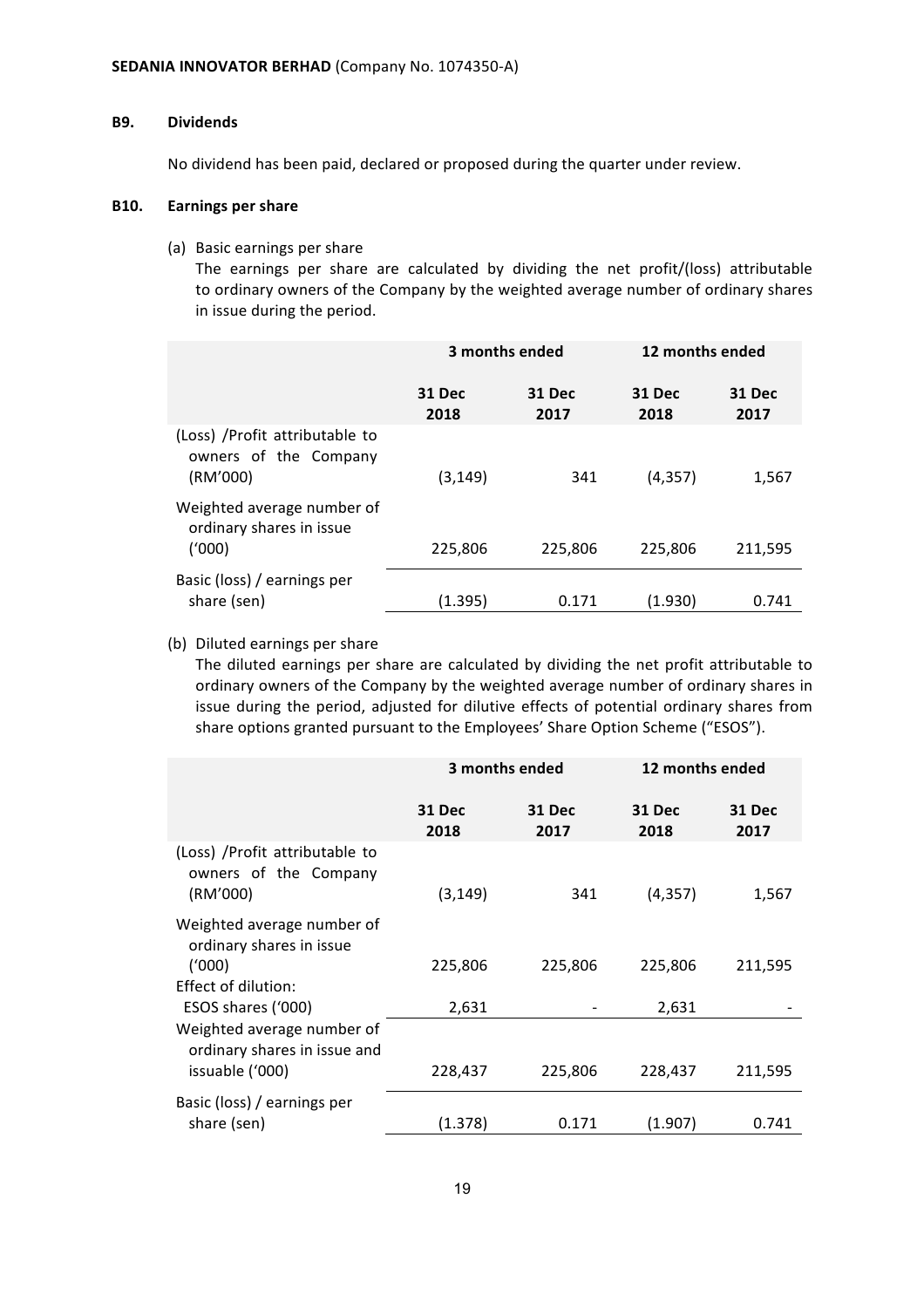### B9. Dividends

No dividend has been paid, declared or proposed during the quarter under review.

### B10. Earnings per share

(a) Basic earnings per share

The earnings per share are calculated by dividing the net profit/(loss) attributable to ordinary owners of the Company by the weighted average number of ordinary shares in issue during the period.

| | 3 months ended | | 12 months ended | |
|---|---|---|---|---|
| | 31 Dec 2018 | 31 Dec 2017 | 31 Dec 2018 | 31 Dec 2017 |
| (Loss) /Profit attributable to owners of the Company (RM'000) | (3,149) | 341 | (4,357) | 1,567 |
| Weighted average number of ordinary shares in issue ('000) | 225,806 | 225,806 | 225,806 | 211,595 |
| Basic (loss) / earnings per share (sen) | (1.395) | 0.171 | (1.930) | 0.741 |

(b) Diluted earnings per share

The diluted earnings per share are calculated by dividing the net profit attributable to ordinary owners of the Company by the weighted average number of ordinary shares in issue during the period, adjusted for dilutive effects of potential ordinary shares from share options granted pursuant to the Employees' Share Option Scheme ("ESOS").

| | 3 months ended | | 12 months ended | |
|---|---|---|---|---|
| | 31 Dec 2018 | 31 Dec 2017 | 31 Dec 2018 | 31 Dec 2017 |
| (Loss) /Profit attributable to owners of the Company (RM'000) | (3,149) | 341 | (4,357) | 1,567 |
| Weighted average number of ordinary shares in issue ('000) | 225,806 | 225,806 | 225,806 | 211,595 |
| Effect of dilution: ESOS shares ('000) | 2,631 | - | 2,631 | - |
| Weighted average number of ordinary shares in issue and issuable ('000) | 228,437 | 225,806 | 228,437 | 211,595 |
| Basic (loss) / earnings per share (sen) | (1.378) | 0.171 | (1.907) | 0.741 |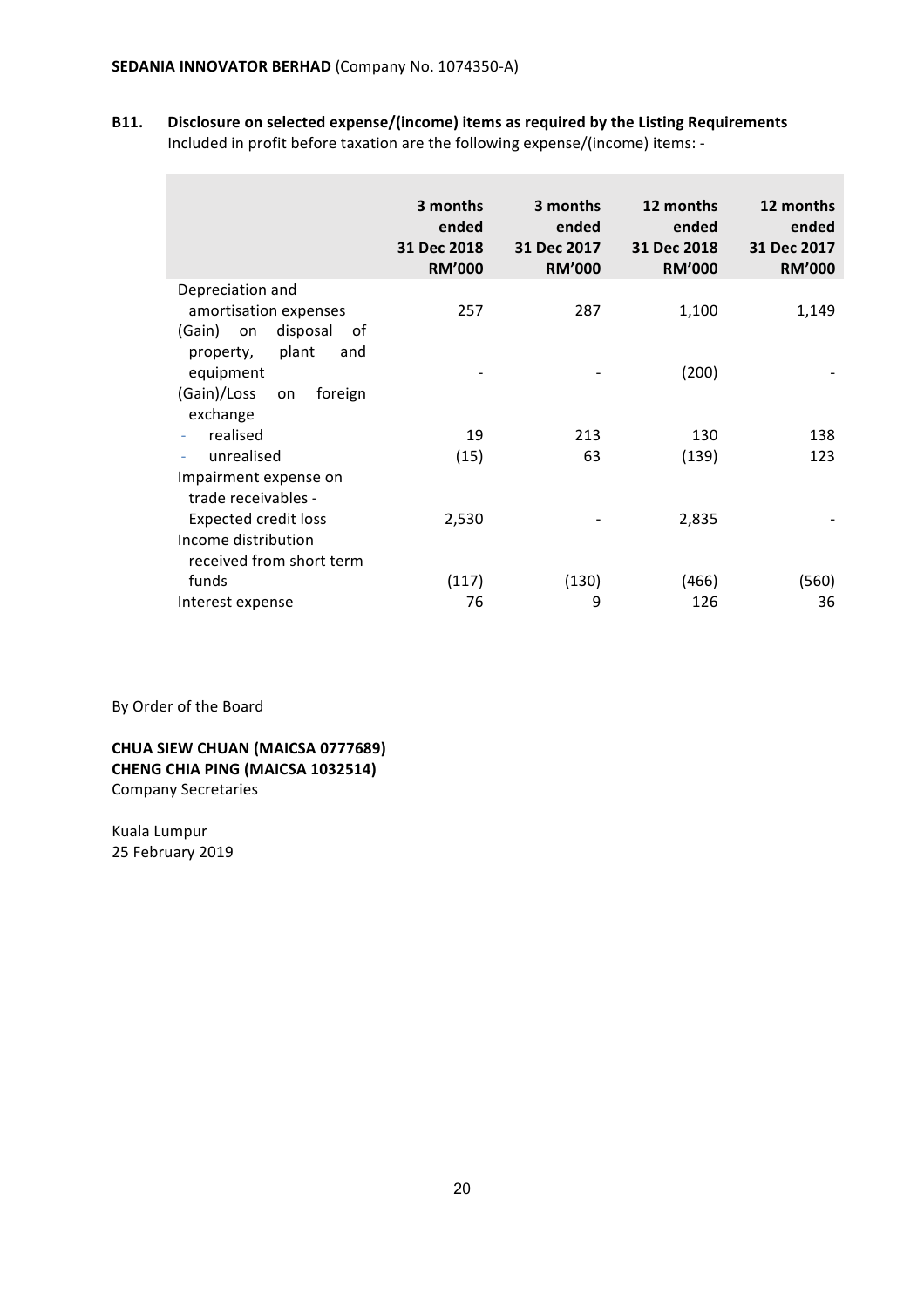**B11. Disclosure on selected expense/(income) items as required by the Listing Requirements**

Included in profit before taxation are the following expense/(income) items: -

| | 3 months ended 31 Dec 2018 RM'000 | 3 months ended 31 Dec 2017 RM'000 | 12 months ended 31 Dec 2018 RM'000 | 12 months ended 31 Dec 2017 RM'000 |
|---|---|---|---|---|
| Depreciation and amortisation expenses | 257 | 287 | 1,100 | 1,149 |
| (Gain) on disposal of property, plant and equipment | - | - | (200) | - |
| (Gain)/Loss on foreign exchange | | | | |
| - realised | 19 | 213 | 130 | 138 |
| - unrealised | (15) | 63 | (139) | 123 |
| Impairment expense on trade receivables - Expected credit loss | 2,530 | - | 2,835 | - |
| Income distribution received from short term funds | (117) | (130) | (466) | (560) |
| Interest expense | 76 | 9 | 126 | 36 |

By Order of the Board

**CHUA SIEW CHUAN (MAICSA 0777689)**
**CHENG CHIA PING (MAICSA 1032514)**
Company Secretaries

Kuala Lumpur
25 February 2019